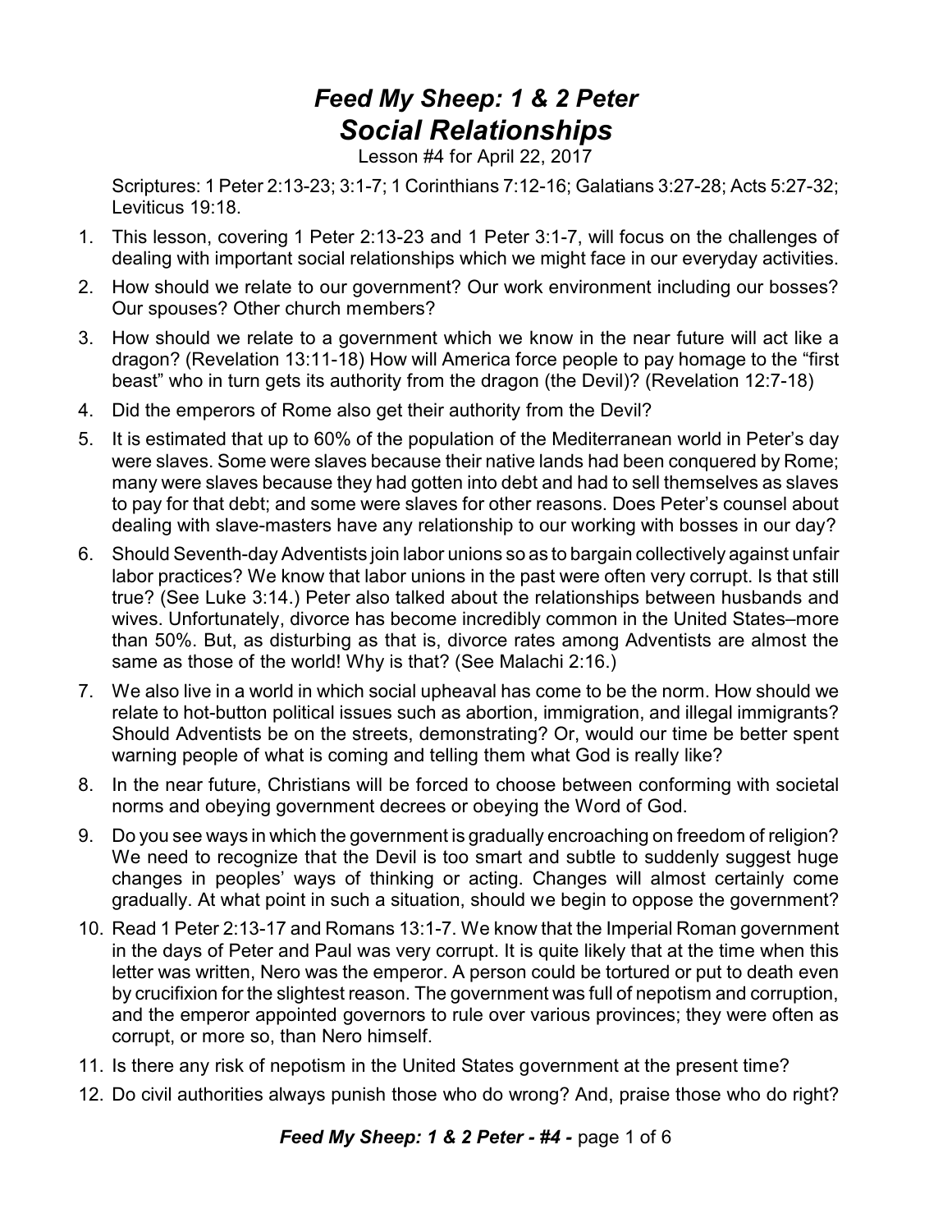# *Feed My Sheep: 1 & 2 Peter*
## *Social Relationships*

Lesson #4 for April 22, 2017

Scriptures: 1 Peter 2:13-23; 3:1-7; 1 Corinthians 7:12-16; Galatians 3:27-28; Acts 5:27-32; Leviticus 19:18.

1. This lesson, covering 1 Peter 2:13-23 and 1 Peter 3:1-7, will focus on the challenges of dealing with important social relationships which we might face in our everyday activities.
2. How should we relate to our government? Our work environment including our bosses? Our spouses? Other church members?
3. How should we relate to a government which we know in the near future will act like a dragon? (Revelation 13:11-18) How will America force people to pay homage to the "first beast" who in turn gets its authority from the dragon (the Devil)? (Revelation 12:7-18)
4. Did the emperors of Rome also get their authority from the Devil?
5. It is estimated that up to 60% of the population of the Mediterranean world in Peter's day were slaves. Some were slaves because their native lands had been conquered by Rome; many were slaves because they had gotten into debt and had to sell themselves as slaves to pay for that debt; and some were slaves for other reasons. Does Peter's counsel about dealing with slave-masters have any relationship to our working with bosses in our day?
6. Should Seventh-day Adventists join labor unions so as to bargain collectively against unfair labor practices? We know that labor unions in the past were often very corrupt. Is that still true? (See Luke 3:14.) Peter also talked about the relationships between husbands and wives. Unfortunately, divorce has become incredibly common in the United States–more than 50%. But, as disturbing as that is, divorce rates among Adventists are almost the same as those of the world! Why is that? (See Malachi 2:16.)
7. We also live in a world in which social upheaval has come to be the norm. How should we relate to hot-button political issues such as abortion, immigration, and illegal immigrants? Should Adventists be on the streets, demonstrating? Or, would our time be better spent warning people of what is coming and telling them what God is really like?
8. In the near future, Christians will be forced to choose between conforming with societal norms and obeying government decrees or obeying the Word of God.
9. Do you see ways in which the government is gradually encroaching on freedom of religion? We need to recognize that the Devil is too smart and subtle to suddenly suggest huge changes in peoples' ways of thinking or acting. Changes will almost certainly come gradually. At what point in such a situation, should we begin to oppose the government?
10. Read 1 Peter 2:13-17 and Romans 13:1-7. We know that the Imperial Roman government in the days of Peter and Paul was very corrupt. It is quite likely that at the time when this letter was written, Nero was the emperor. A person could be tortured or put to death even by crucifixion for the slightest reason. The government was full of nepotism and corruption, and the emperor appointed governors to rule over various provinces; they were often as corrupt, or more so, than Nero himself.
11. Is there any risk of nepotism in the United States government at the present time?
12. Do civil authorities always punish those who do wrong? And, praise those who do right?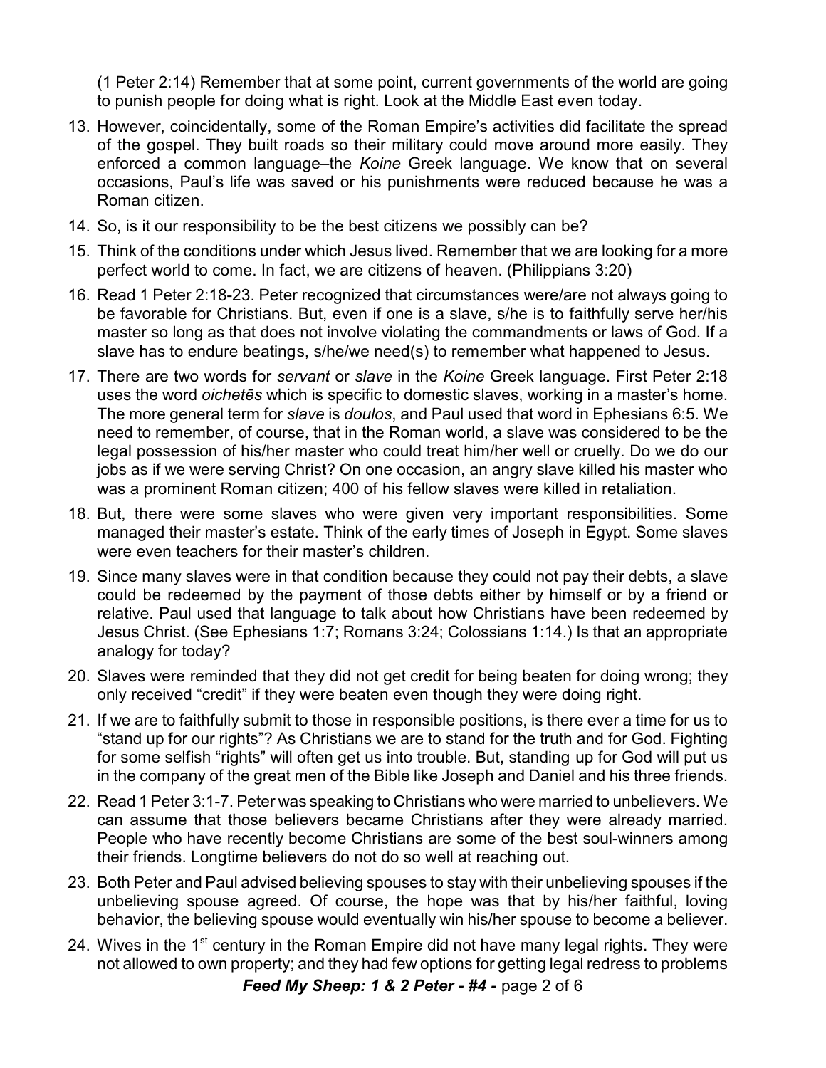(1 Peter 2:14) Remember that at some point, current governments of the world are going to punish people for doing what is right. Look at the Middle East even today.

13. However, coincidentally, some of the Roman Empire's activities did facilitate the spread of the gospel. They built roads so their military could move around more easily. They enforced a common language–the *Koine* Greek language. We know that on several occasions, Paul's life was saved or his punishments were reduced because he was a Roman citizen.
14. So, is it our responsibility to be the best citizens we possibly can be?
15. Think of the conditions under which Jesus lived. Remember that we are looking for a more perfect world to come. In fact, we are citizens of heaven. (Philippians 3:20)
16. Read 1 Peter 2:18-23. Peter recognized that circumstances were/are not always going to be favorable for Christians. But, even if one is a slave, s/he is to faithfully serve her/his master so long as that does not involve violating the commandments or laws of God. If a slave has to endure beatings, s/he/we need(s) to remember what happened to Jesus.
17. There are two words for *servant* or *slave* in the *Koine* Greek language. First Peter 2:18 uses the word *oichetēs* which is specific to domestic slaves, working in a master's home. The more general term for *slave* is *doulos*, and Paul used that word in Ephesians 6:5. We need to remember, of course, that in the Roman world, a slave was considered to be the legal possession of his/her master who could treat him/her well or cruelly. Do we do our jobs as if we were serving Christ? On one occasion, an angry slave killed his master who was a prominent Roman citizen; 400 of his fellow slaves were killed in retaliation.
18. But, there were some slaves who were given very important responsibilities. Some managed their master's estate. Think of the early times of Joseph in Egypt. Some slaves were even teachers for their master's children.
19. Since many slaves were in that condition because they could not pay their debts, a slave could be redeemed by the payment of those debts either by himself or by a friend or relative. Paul used that language to talk about how Christians have been redeemed by Jesus Christ. (See Ephesians 1:7; Romans 3:24; Colossians 1:14.) Is that an appropriate analogy for today?
20. Slaves were reminded that they did not get credit for being beaten for doing wrong; they only received "credit" if they were beaten even though they were doing right.
21. If we are to faithfully submit to those in responsible positions, is there ever a time for us to "stand up for our rights"? As Christians we are to stand for the truth and for God. Fighting for some selfish "rights" will often get us into trouble. But, standing up for God will put us in the company of the great men of the Bible like Joseph and Daniel and his three friends.
22. Read 1 Peter 3:1-7. Peter was speaking to Christians who were married to unbelievers. We can assume that those believers became Christians after they were already married. People who have recently become Christians are some of the best soul-winners among their friends. Longtime believers do not do so well at reaching out.
23. Both Peter and Paul advised believing spouses to stay with their unbelieving spouses if the unbelieving spouse agreed. Of course, the hope was that by his/her faithful, loving behavior, the believing spouse would eventually win his/her spouse to become a believer.
24. Wives in the 1st century in the Roman Empire did not have many legal rights. They were not allowed to own property; and they had few options for getting legal redress to problems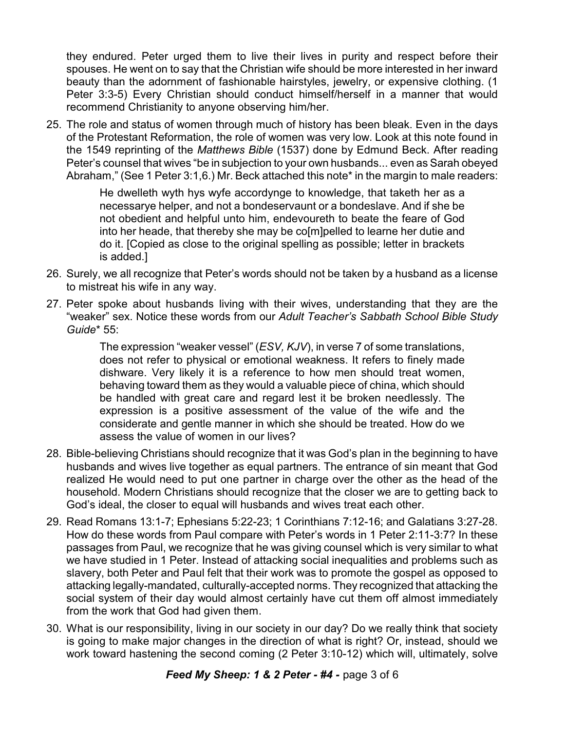they endured. Peter urged them to live their lives in purity and respect before their spouses. He went on to say that the Christian wife should be more interested in her inward beauty than the adornment of fashionable hairstyles, jewelry, or expensive clothing. (1 Peter 3:3-5) Every Christian should conduct himself/herself in a manner that would recommend Christianity to anyone observing him/her.

25. The role and status of women through much of history has been bleak. Even in the days of the Protestant Reformation, the role of women was very low. Look at this note found in the 1549 reprinting of the *Matthews Bible* (1537) done by Edmund Beck. After reading Peter's counsel that wives "be in subjection to your own husbands... even as Sarah obeyed Abraham," (See 1 Peter 3:1,6.) Mr. Beck attached this note* in the margin to male readers:

   > He dwelleth wyth hys wyfe accordynge to knowledge, that taketh her as a necessarye helper, and not a bondeservaunt or a bondeslave. And if she be not obedient and helpful unto him, endevoureth to beate the feare of God into her heade, that thereby she may be co[m]pelled to learne her dutie and do it. [Copied as close to the original spelling as possible; letter in brackets is added.]

26. Surely, we all recognize that Peter's words should not be taken by a husband as a license to mistreat his wife in any way.

27. Peter spoke about husbands living with their wives, understanding that they are the "weaker" sex. Notice these words from our *Adult Teacher's Sabbath School Bible Study Guide** 55:

   > The expression "weaker vessel" (*ESV, KJV*), in verse 7 of some translations, does not refer to physical or emotional weakness. It refers to finely made dishware. Very likely it is a reference to how men should treat women, behaving toward them as they would a valuable piece of china, which should be handled with great care and regard lest it be broken needlessly. The expression is a positive assessment of the value of the wife and the considerate and gentle manner in which she should be treated. How do we assess the value of women in our lives?

28. Bible-believing Christians should recognize that it was God's plan in the beginning to have husbands and wives live together as equal partners. The entrance of sin meant that God realized He would need to put one partner in charge over the other as the head of the household. Modern Christians should recognize that the closer we are to getting back to God's ideal, the closer to equal will husbands and wives treat each other.

29. Read Romans 13:1-7; Ephesians 5:22-23; 1 Corinthians 7:12-16; and Galatians 3:27-28. How do these words from Paul compare with Peter's words in 1 Peter 2:11-3:7? In these passages from Paul, we recognize that he was giving counsel which is very similar to what we have studied in 1 Peter. Instead of attacking social inequalities and problems such as slavery, both Peter and Paul felt that their work was to promote the gospel as opposed to attacking legally-mandated, culturally-accepted norms. They recognized that attacking the social system of their day would almost certainly have cut them off almost immediately from the work that God had given them.

30. What is our responsibility, living in our society in our day? Do we really think that society is going to make major changes in the direction of what is right? Or, instead, should we work toward hastening the second coming (2 Peter 3:10-12) which will, ultimately, solve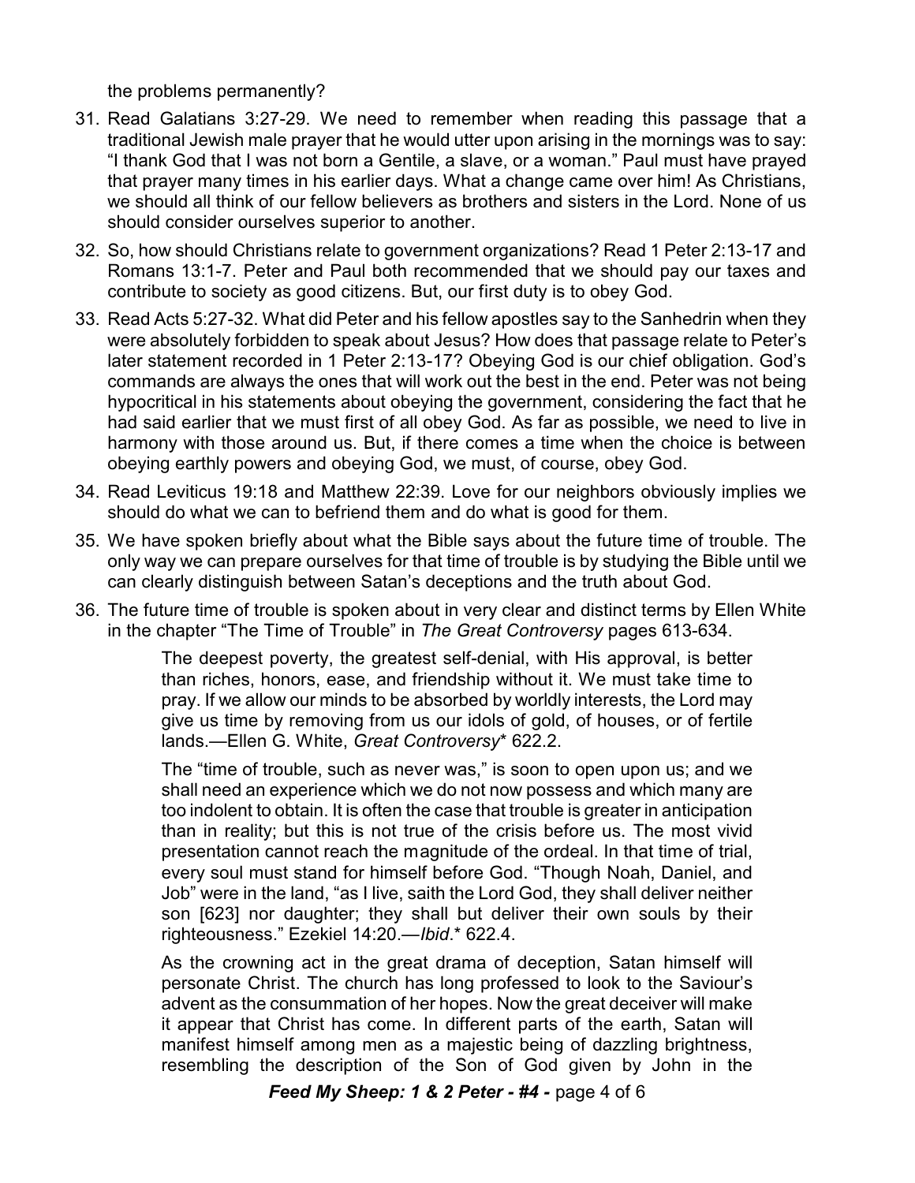the problems permanently?

31. Read Galatians 3:27-29. We need to remember when reading this passage that a traditional Jewish male prayer that he would utter upon arising in the mornings was to say: "I thank God that I was not born a Gentile, a slave, or a woman." Paul must have prayed that prayer many times in his earlier days. What a change came over him! As Christians, we should all think of our fellow believers as brothers and sisters in the Lord. None of us should consider ourselves superior to another.

32. So, how should Christians relate to government organizations? Read 1 Peter 2:13-17 and Romans 13:1-7. Peter and Paul both recommended that we should pay our taxes and contribute to society as good citizens. But, our first duty is to obey God.

33. Read Acts 5:27-32. What did Peter and his fellow apostles say to the Sanhedrin when they were absolutely forbidden to speak about Jesus? How does that passage relate to Peter's later statement recorded in 1 Peter 2:13-17? Obeying God is our chief obligation. God's commands are always the ones that will work out the best in the end. Peter was not being hypocritical in his statements about obeying the government, considering the fact that he had said earlier that we must first of all obey God. As far as possible, we need to live in harmony with those around us. But, if there comes a time when the choice is between obeying earthly powers and obeying God, we must, of course, obey God.

34. Read Leviticus 19:18 and Matthew 22:39. Love for our neighbors obviously implies we should do what we can to befriend them and do what is good for them.

35. We have spoken briefly about what the Bible says about the future time of trouble. The only way we can prepare ourselves for that time of trouble is by studying the Bible until we can clearly distinguish between Satan's deceptions and the truth about God.

36. The future time of trouble is spoken about in very clear and distinct terms by Ellen White in the chapter "The Time of Trouble" in *The Great Controversy* pages 613-634.

> The deepest poverty, the greatest self-denial, with His approval, is better than riches, honors, ease, and friendship without it. We must take time to pray. If we allow our minds to be absorbed by worldly interests, the Lord may give us time by removing from us our idols of gold, of houses, or of fertile lands.—Ellen G. White, *Great Controversy** 622.2.

> The "time of trouble, such as never was," is soon to open upon us; and we shall need an experience which we do not now possess and which many are too indolent to obtain. It is often the case that trouble is greater in anticipation than in reality; but this is not true of the crisis before us. The most vivid presentation cannot reach the magnitude of the ordeal. In that time of trial, every soul must stand for himself before God. "Though Noah, Daniel, and Job" were in the land, "as I live, saith the Lord God, they shall deliver neither son [623] nor daughter; they shall but deliver their own souls by their righteousness." Ezekiel 14:20.—*Ibid*.* 622.4.

> As the crowning act in the great drama of deception, Satan himself will personate Christ. The church has long professed to look to the Saviour's advent as the consummation of her hopes. Now the great deceiver will make it appear that Christ has come. In different parts of the earth, Satan will manifest himself among men as a majestic being of dazzling brightness, resembling the description of the Son of God given by John in the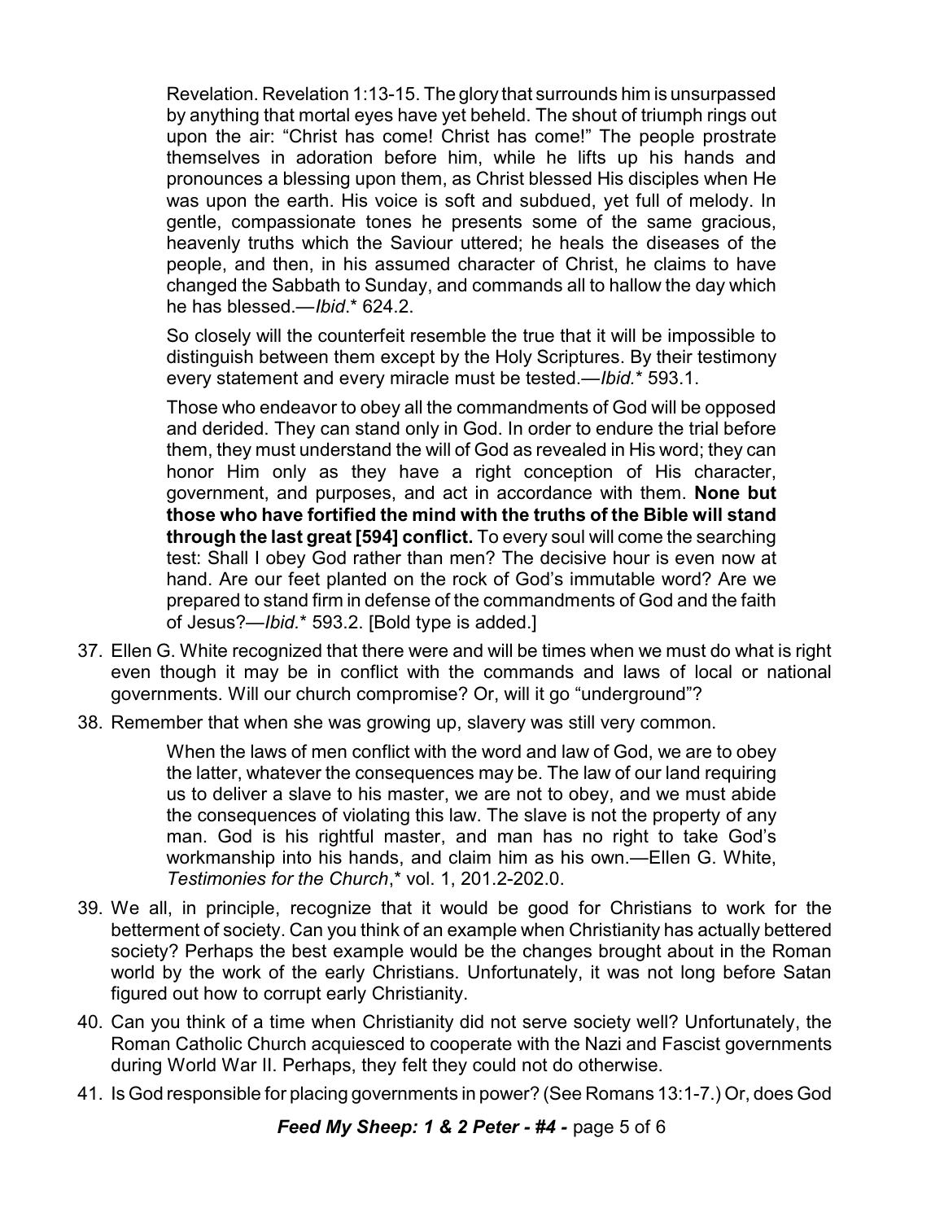Revelation. Revelation 1:13-15. The glory that surrounds him is unsurpassed by anything that mortal eyes have yet beheld. The shout of triumph rings out upon the air: "Christ has come! Christ has come!" The people prostrate themselves in adoration before him, while he lifts up his hands and pronounces a blessing upon them, as Christ blessed His disciples when He was upon the earth. His voice is soft and subdued, yet full of melody. In gentle, compassionate tones he presents some of the same gracious, heavenly truths which the Saviour uttered; he heals the diseases of the people, and then, in his assumed character of Christ, he claims to have changed the Sabbath to Sunday, and commands all to hallow the day which he has blessed.—*Ibid*.* 624.2.

> So closely will the counterfeit resemble the true that it will be impossible to distinguish between them except by the Holy Scriptures. By their testimony every statement and every miracle must be tested.—*Ibid.** 593.1.
>
> Those who endeavor to obey all the commandments of God will be opposed and derided. They can stand only in God. In order to endure the trial before them, they must understand the will of God as revealed in His word; they can honor Him only as they have a right conception of His character, government, and purposes, and act in accordance with them. **None but those who have fortified the mind with the truths of the Bible will stand through the last great [594] conflict.** To every soul will come the searching test: Shall I obey God rather than men? The decisive hour is even now at hand. Are our feet planted on the rock of God's immutable word? Are we prepared to stand firm in defense of the commandments of God and the faith of Jesus?—*Ibid.** 593.2. [Bold type is added.]

37. Ellen G. White recognized that there were and will be times when we must do what is right even though it may be in conflict with the commands and laws of local or national governments. Will our church compromise? Or, will it go "underground"?

38. Remember that when she was growing up, slavery was still very common.

> When the laws of men conflict with the word and law of God, we are to obey the latter, whatever the consequences may be. The law of our land requiring us to deliver a slave to his master, we are not to obey, and we must abide the consequences of violating this law. The slave is not the property of any man. God is his rightful master, and man has no right to take God's workmanship into his hands, and claim him as his own.—Ellen G. White, *Testimonies for the Church*,* vol. 1, 201.2-202.0.

39. We all, in principle, recognize that it would be good for Christians to work for the betterment of society. Can you think of an example when Christianity has actually bettered society? Perhaps the best example would be the changes brought about in the Roman world by the work of the early Christians. Unfortunately, it was not long before Satan figured out how to corrupt early Christianity.

40. Can you think of a time when Christianity did not serve society well? Unfortunately, the Roman Catholic Church acquiesced to cooperate with the Nazi and Fascist governments during World War II. Perhaps, they felt they could not do otherwise.

41. Is God responsible for placing governments in power? (See Romans 13:1-7.) Or, does God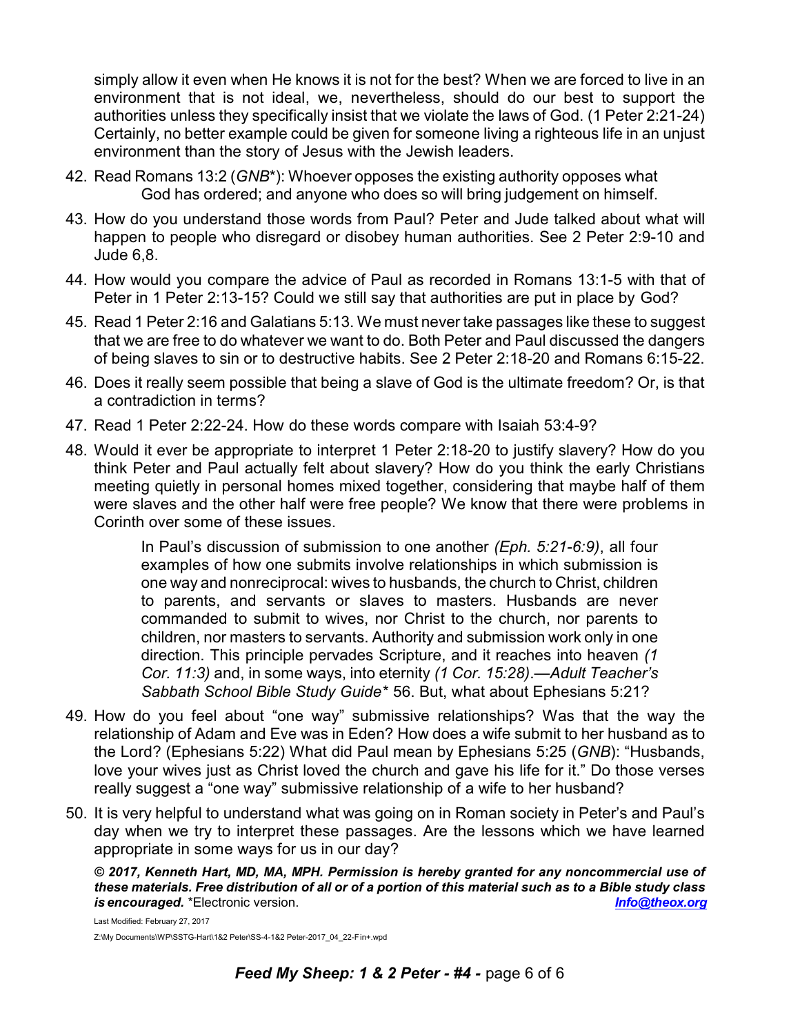simply allow it even when He knows it is not for the best? When we are forced to live in an environment that is not ideal, we, nevertheless, should do our best to support the authorities unless they specifically insist that we violate the laws of God. (1 Peter 2:21-24) Certainly, no better example could be given for someone living a righteous life in an unjust environment than the story of Jesus with the Jewish leaders.

42. Read Romans 13:2 (*GNB*\*): Whoever opposes the existing authority opposes what God has ordered; and anyone who does so will bring judgement on himself.
43. How do you understand those words from Paul? Peter and Jude talked about what will happen to people who disregard or disobey human authorities. See 2 Peter 2:9-10 and Jude 6,8.
44. How would you compare the advice of Paul as recorded in Romans 13:1-5 with that of Peter in 1 Peter 2:13-15? Could we still say that authorities are put in place by God?
45. Read 1 Peter 2:16 and Galatians 5:13. We must never take passages like these to suggest that we are free to do whatever we want to do. Both Peter and Paul discussed the dangers of being slaves to sin or to destructive habits. See 2 Peter 2:18-20 and Romans 6:15-22.
46. Does it really seem possible that being a slave of God is the ultimate freedom? Or, is that a contradiction in terms?
47. Read 1 Peter 2:22-24. How do these words compare with Isaiah 53:4-9?
48. Would it ever be appropriate to interpret 1 Peter 2:18-20 to justify slavery? How do you think Peter and Paul actually felt about slavery? How do you think the early Christians meeting quietly in personal homes mixed together, considering that maybe half of them were slaves and the other half were free people? We know that there were problems in Corinth over some of these issues.

    > In Paul's discussion of submission to one another *(Eph. 5:21-6:9)*, all four examples of how one submits involve relationships in which submission is one way and nonreciprocal: wives to husbands, the church to Christ, children to parents, and servants or slaves to masters. Husbands are never commanded to submit to wives, nor Christ to the church, nor parents to children, nor masters to servants. Authority and submission work only in one direction. This principle pervades Scripture, and it reaches into heaven *(1 Cor. 11:3)* and, in some ways, into eternity *(1 Cor. 15:28)*.—*Adult Teacher's Sabbath School Bible Study Guide\** 56. But, what about Ephesians 5:21?

49. How do you feel about "one way" submissive relationships? Was that the way the relationship of Adam and Eve was in Eden? How does a wife submit to her husband as to the Lord? (Ephesians 5:22) What did Paul mean by Ephesians 5:25 (*GNB*): "Husbands, love your wives just as Christ loved the church and gave his life for it." Do those verses really suggest a "one way" submissive relationship of a wife to her husband?
50. It is very helpful to understand what was going on in Roman society in Peter's and Paul's day when we try to interpret these passages. Are the lessons which we have learned appropriate in some ways for us in our day?

***© 2017, Kenneth Hart, MD, MA, MPH. Permission is hereby granted for any noncommercial use of these materials. Free distribution of all or of a portion of this material such as to a Bible study class is encouraged.*** \*Electronic version. ***Info@theox.org***

Last Modified: February 27, 2017

Z:\My Documents\WP\SSTG-Hart\1&2 Peter\SS-4-1&2 Peter-2017_04_22-Fin+.wpd